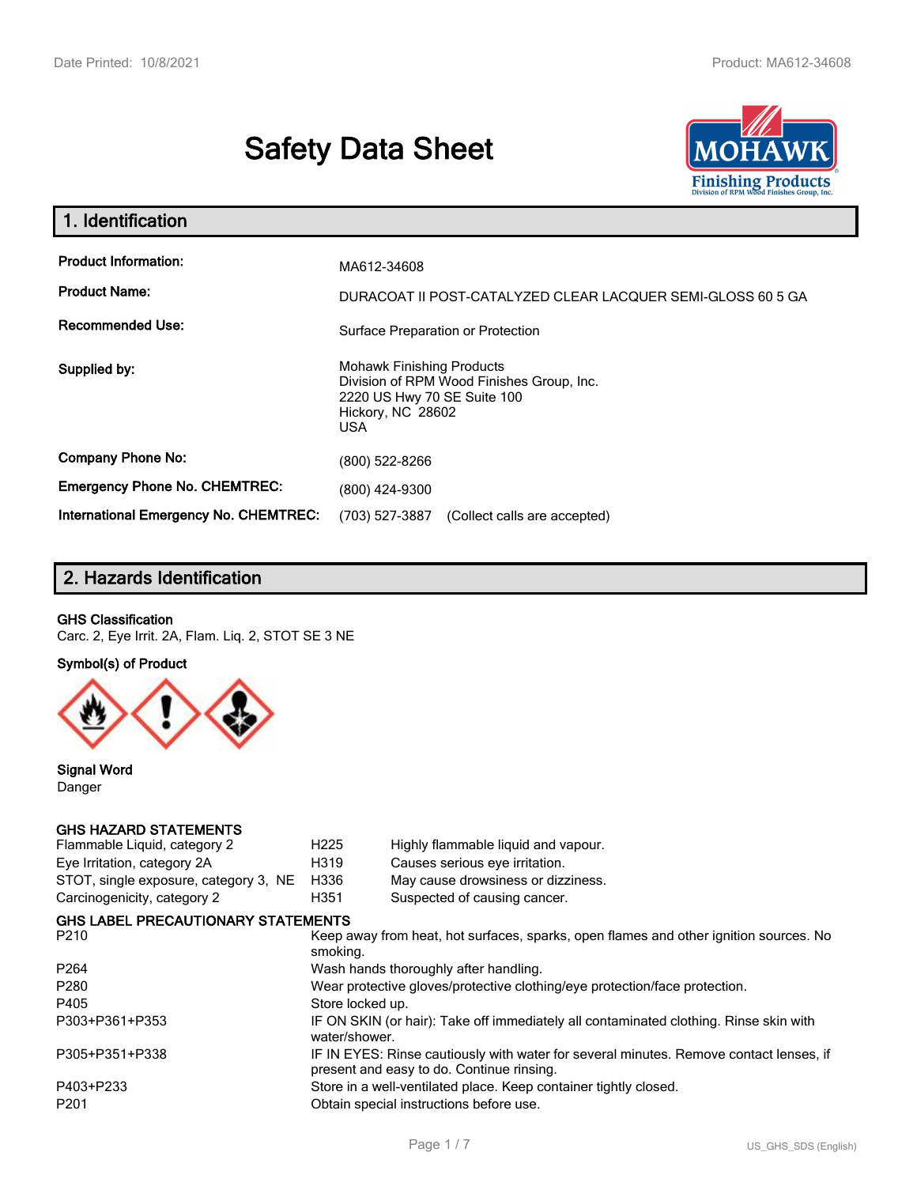# Safety Data Sheet

## 1. Identification

| | |
|---|---|
| **Product Information:** | MA612-34608 |
| **Product Name:** | DURACOAT II POST-CATALYZED CLEAR LACQUER SEMI-GLOSS 60 5 GA |
| **Recommended Use:** | Surface Preparation or Protection |
| **Supplied by:** | Mohawk Finishing Products<br>Division of RPM Wood Finishes Group, Inc.<br>2220 US Hwy 70 SE Suite 100<br>Hickory, NC 28602<br>USA |
| **Company Phone No:** | (800) 522-8266 |
| **Emergency Phone No. CHEMTREC:** | (800) 424-9300 |
| **International Emergency No. CHEMTREC:** | (703) 527-3887 (Collect calls are accepted) |

## 2. Hazards Identification

**GHS Classification**

Carc. 2, Eye Irrit. 2A, Flam. Liq. 2, STOT SE 3 NE

**Symbol(s) of Product**

**Signal Word**

Danger

**GHS HAZARD STATEMENTS**

| | | |
|---|---|---|
| Flammable Liquid, category 2 | H225 | Highly flammable liquid and vapour. |
| Eye Irritation, category 2A | H319 | Causes serious eye irritation. |
| STOT, single exposure, category 3, NE | H336 | May cause drowsiness or dizziness. |
| Carcinogenicity, category 2 | H351 | Suspected of causing cancer. |

**GHS LABEL PRECAUTIONARY STATEMENTS**

| | |
|---|---|
| P210 | Keep away from heat, hot surfaces, sparks, open flames and other ignition sources. No smoking. |
| P264 | Wash hands thoroughly after handling. |
| P280 | Wear protective gloves/protective clothing/eye protection/face protection. |
| P405 | Store locked up. |
| P303+P361+P353 | IF ON SKIN (or hair): Take off immediately all contaminated clothing. Rinse skin with water/shower. |
| P305+P351+P338 | IF IN EYES: Rinse cautiously with water for several minutes. Remove contact lenses, if present and easy to do. Continue rinsing. |
| P403+P233 | Store in a well-ventilated place. Keep container tightly closed. |
| P201 | Obtain special instructions before use. |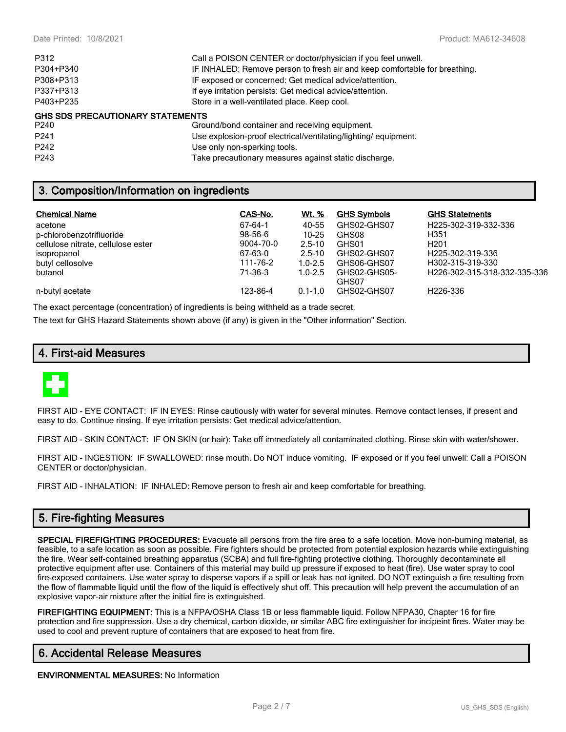| | |
|---|---|
| P312 | Call a POISON CENTER or doctor/physician if you feel unwell. |
| P304+P340 | IF INHALED: Remove person to fresh air and keep comfortable for breathing. |
| P308+P313 | IF exposed or concerned: Get medical advice/attention. |
| P337+P313 | If eye irritation persists: Get medical advice/attention. |
| P403+P235 | Store in a well-ventilated place. Keep cool. |

**GHS SDS PRECAUTIONARY STATEMENTS**

| | |
|---|---|
| P240 | Ground/bond container and receiving equipment. |
| P241 | Use explosion-proof electrical/ventilating/lighting/ equipment. |
| P242 | Use only non-sparking tools. |
| P243 | Take precautionary measures against static discharge. |

## 3. Composition/Information on ingredients

| Chemical Name | CAS-No. | Wt. % | GHS Symbols | GHS Statements |
|---|---|---|---|---|
| acetone | 67-64-1 | 40-55 | GHS02-GHS07 | H225-302-319-332-336 |
| p-chlorobenzotrifluoride | 98-56-6 | 10-25 | GHS08 | H351 |
| cellulose nitrate, cellulose ester | 9004-70-0 | 2.5-10 | GHS01 | H201 |
| isopropanol | 67-63-0 | 2.5-10 | GHS02-GHS07 | H225-302-319-336 |
| butyl cellosolve | 111-76-2 | 1.0-2.5 | GHS06-GHS07 | H302-315-319-330 |
| butanol | 71-36-3 | 1.0-2.5 | GHS02-GHS05-GHS07 | H226-302-315-318-332-335-336 |
| n-butyl acetate | 123-86-4 | 0.1-1.0 | GHS02-GHS07 | H226-336 |

The exact percentage (concentration) of ingredients is being withheld as a trade secret.

The text for GHS Hazard Statements shown above (if any) is given in the "Other information" Section.

## 4. First-aid Measures

FIRST AID - EYE CONTACT: IF IN EYES: Rinse cautiously with water for several minutes. Remove contact lenses, if present and easy to do. Continue rinsing. If eye irritation persists: Get medical advice/attention.

FIRST AID - SKIN CONTACT: IF ON SKIN (or hair): Take off immediately all contaminated clothing. Rinse skin with water/shower.

FIRST AID - INGESTION: IF SWALLOWED: rinse mouth. Do NOT induce vomiting. IF exposed or if you feel unwell: Call a POISON CENTER or doctor/physician.

FIRST AID - INHALATION: IF INHALED: Remove person to fresh air and keep comfortable for breathing.

## 5. Fire-fighting Measures

**SPECIAL FIREFIGHTING PROCEDURES:** Evacuate all persons from the fire area to a safe location. Move non-burning material, as feasible, to a safe location as soon as possible. Fire fighters should be protected from potential explosion hazards while extinguishing the fire. Wear self-contained breathing apparatus (SCBA) and full fire-fighting protective clothing. Thoroughly decontaminate all protective equipment after use. Containers of this material may build up pressure if exposed to heat (fire). Use water spray to cool fire-exposed containers. Use water spray to disperse vapors if a spill or leak has not ignited. DO NOT extinguish a fire resulting from the flow of flammable liquid until the flow of the liquid is effectively shut off. This precaution will help prevent the accumulation of an explosive vapor-air mixture after the initial fire is extinguished.

**FIREFIGHTING EQUIPMENT:** This is a NFPA/OSHA Class 1B or less flammable liquid. Follow NFPA30, Chapter 16 for fire protection and fire suppression. Use a dry chemical, carbon dioxide, or similar ABC fire extinguisher for incipeint fires. Water may be used to cool and prevent rupture of containers that are exposed to heat from fire.

## 6. Accidental Release Measures

**ENVIRONMENTAL MEASURES:** No Information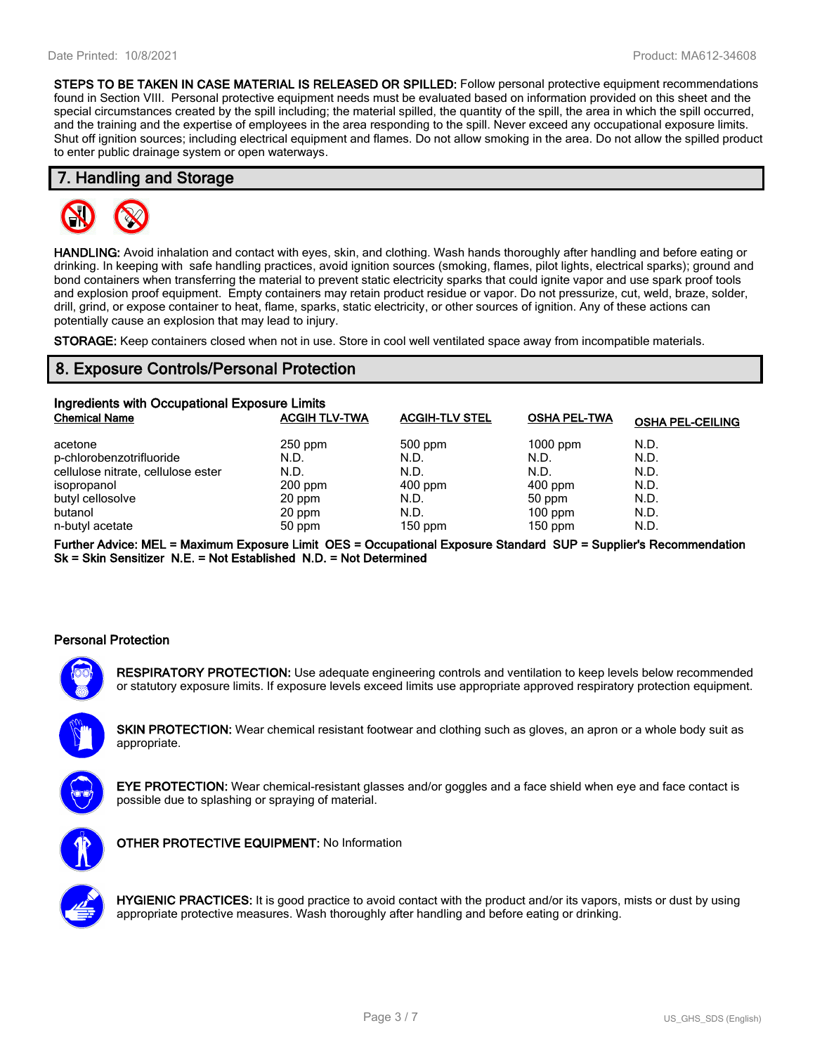**STEPS TO BE TAKEN IN CASE MATERIAL IS RELEASED OR SPILLED:** Follow personal protective equipment recommendations found in Section VIII. Personal protective equipment needs must be evaluated based on information provided on this sheet and the special circumstances created by the spill including; the material spilled, the quantity of the spill, the area in which the spill occurred, and the training and the expertise of employees in the area responding to the spill. Never exceed any occupational exposure limits. Shut off ignition sources; including electrical equipment and flames. Do not allow smoking in the area. Do not allow the spilled product to enter public drainage system or open waterways.

## 7. Handling and Storage

**HANDLING:** Avoid inhalation and contact with eyes, skin, and clothing. Wash hands thoroughly after handling and before eating or drinking. In keeping with safe handling practices, avoid ignition sources (smoking, flames, pilot lights, electrical sparks); ground and bond containers when transferring the material to prevent static electricity sparks that could ignite vapor and use spark proof tools and explosion proof equipment. Empty containers may retain product residue or vapor. Do not pressurize, cut, weld, braze, solder, drill, grind, or expose container to heat, flame, sparks, static electricity, or other sources of ignition. Any of these actions can potentially cause an explosion that may lead to injury.

**STORAGE:** Keep containers closed when not in use. Store in cool well ventilated space away from incompatible materials.

## 8. Exposure Controls/Personal Protection

### Ingredients with Occupational Exposure Limits

| Chemical Name | ACGIH TLV-TWA | ACGIH-TLV STEL | OSHA PEL-TWA | OSHA PEL-CEILING |
|---|---|---|---|---|
| acetone | 250 ppm | 500 ppm | 1000 ppm | N.D. |
| p-chlorobenzotrifluoride | N.D. | N.D. | N.D. | N.D. |
| cellulose nitrate, cellulose ester | N.D. | N.D. | N.D. | N.D. |
| isopropanol | 200 ppm | 400 ppm | 400 ppm | N.D. |
| butyl cellosolve | 20 ppm | N.D. | 50 ppm | N.D. |
| butanol | 20 ppm | N.D. | 100 ppm | N.D. |
| n-butyl acetate | 50 ppm | 150 ppm | 150 ppm | N.D. |

**Further Advice: MEL = Maximum Exposure Limit OES = Occupational Exposure Standard SUP = Supplier's Recommendation Sk = Skin Sensitizer N.E. = Not Established N.D. = Not Determined**

### Personal Protection

**RESPIRATORY PROTECTION:** Use adequate engineering controls and ventilation to keep levels below recommended or statutory exposure limits. If exposure levels exceed limits use appropriate approved respiratory protection equipment.

**SKIN PROTECTION:** Wear chemical resistant footwear and clothing such as gloves, an apron or a whole body suit as appropriate.

**EYE PROTECTION:** Wear chemical-resistant glasses and/or goggles and a face shield when eye and face contact is possible due to splashing or spraying of material.

**OTHER PROTECTIVE EQUIPMENT:** No Information

**HYGIENIC PRACTICES:** It is good practice to avoid contact with the product and/or its vapors, mists or dust by using appropriate protective measures. Wash thoroughly after handling and before eating or drinking.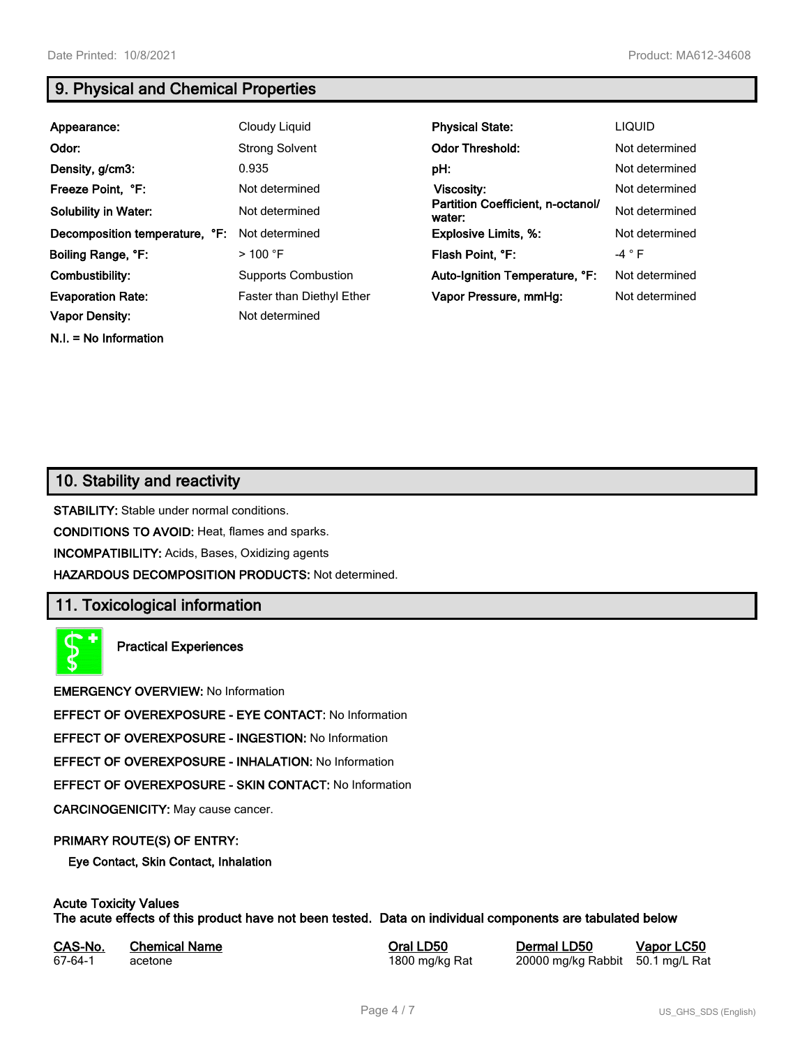## 9. Physical and Chemical Properties

| | | | |
|---|---|---|---|
| **Appearance:** | Cloudy Liquid | **Physical State:** | LIQUID |
| **Odor:** | Strong Solvent | **Odor Threshold:** | Not determined |
| **Density, g/cm3:** | 0.935 | **pH:** | Not determined |
| **Freeze Point, °F:** | Not determined | **Viscosity:** | Not determined |
| **Solubility in Water:** | Not determined | **Partition Coefficient, n-octanol/ water:** | Not determined |
| **Decomposition temperature, °F:** | Not determined | **Explosive Limits, %:** | Not determined |
| **Boiling Range, °F:** | > 100 °F | **Flash Point, °F:** | -4 ° F |
| **Combustibility:** | Supports Combustion | **Auto-Ignition Temperature, °F:** | Not determined |
| **Evaporation Rate:** | Faster than Diethyl Ether | **Vapor Pressure, mmHg:** | Not determined |
| **Vapor Density:** | Not determined | | |

**N.I. = No Information**

## 10. Stability and reactivity

**STABILITY:** Stable under normal conditions.

**CONDITIONS TO AVOID:** Heat, flames and sparks.

**INCOMPATIBILITY:** Acids, Bases, Oxidizing agents

**HAZARDOUS DECOMPOSITION PRODUCTS:** Not determined.

## 11. Toxicological information

**Practical Experiences**

**EMERGENCY OVERVIEW:** No Information

**EFFECT OF OVEREXPOSURE - EYE CONTACT:** No Information

**EFFECT OF OVEREXPOSURE - INGESTION:** No Information

**EFFECT OF OVEREXPOSURE - INHALATION:** No Information

**EFFECT OF OVEREXPOSURE - SKIN CONTACT:** No Information

**CARCINOGENICITY:** May cause cancer.

**PRIMARY ROUTE(S) OF ENTRY:**

**Eye Contact, Skin Contact, Inhalation**

**Acute Toxicity Values**
**The acute effects of this product have not been tested. Data on individual components are tabulated below**

| CAS-No. | Chemical Name | Oral LD50 | Dermal LD50 | Vapor LC50 |
|---|---|---|---|---|
| 67-64-1 | acetone | 1800 mg/kg Rat | 20000 mg/kg Rabbit | 50.1 mg/L Rat |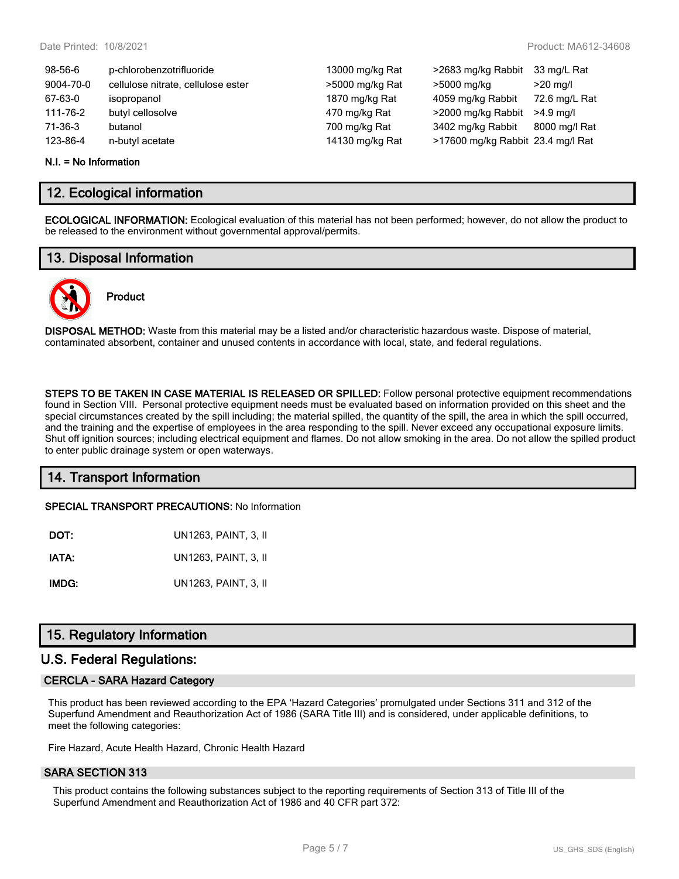| | | | | |
|---|---|---|---|---|
| 98-56-6 | p-chlorobenzotrifluoride | 13000 mg/kg Rat | >2683 mg/kg Rabbit | 33 mg/L Rat |
| 9004-70-0 | cellulose nitrate, cellulose ester | >5000 mg/kg Rat | >5000 mg/kg | >20 mg/l |
| 67-63-0 | isopropanol | 1870 mg/kg Rat | 4059 mg/kg Rabbit | 72.6 mg/L Rat |
| 111-76-2 | butyl cellosolve | 470 mg/kg Rat | >2000 mg/kg Rabbit | >4.9 mg/l |
| 71-36-3 | butanol | 700 mg/kg Rat | 3402 mg/kg Rabbit | 8000 mg/l Rat |
| 123-86-4 | n-butyl acetate | 14130 mg/kg Rat | >17600 mg/kg Rabbit | 23.4 mg/l Rat |

**N.I. = No Information**

## 12. Ecological information

**ECOLOGICAL INFORMATION:** Ecological evaluation of this material has not been performed; however, do not allow the product to be released to the environment without governmental approval/permits.

## 13. Disposal Information

**Product**

**DISPOSAL METHOD:** Waste from this material may be a listed and/or characteristic hazardous waste. Dispose of material, contaminated absorbent, container and unused contents in accordance with local, state, and federal regulations.

**STEPS TO BE TAKEN IN CASE MATERIAL IS RELEASED OR SPILLED:** Follow personal protective equipment recommendations found in Section VIII. Personal protective equipment needs must be evaluated based on information provided on this sheet and the special circumstances created by the spill including; the material spilled, the quantity of the spill, the area in which the spill occurred, and the training and the expertise of employees in the area responding to the spill. Never exceed any occupational exposure limits. Shut off ignition sources; including electrical equipment and flames. Do not allow smoking in the area. Do not allow the spilled product to enter public drainage system or open waterways.

## 14. Transport Information

**SPECIAL TRANSPORT PRECAUTIONS:** No Information

**DOT:** UN1263, PAINT, 3, II

**IATA:** UN1263, PAINT, 3, II

**IMDG:** UN1263, PAINT, 3, II

## 15. Regulatory Information

## U.S. Federal Regulations:

### CERCLA - SARA Hazard Category

This product has been reviewed according to the EPA 'Hazard Categories' promulgated under Sections 311 and 312 of the Superfund Amendment and Reauthorization Act of 1986 (SARA Title III) and is considered, under applicable definitions, to meet the following categories:

Fire Hazard, Acute Health Hazard, Chronic Health Hazard

### SARA SECTION 313

This product contains the following substances subject to the reporting requirements of Section 313 of Title III of the Superfund Amendment and Reauthorization Act of 1986 and 40 CFR part 372: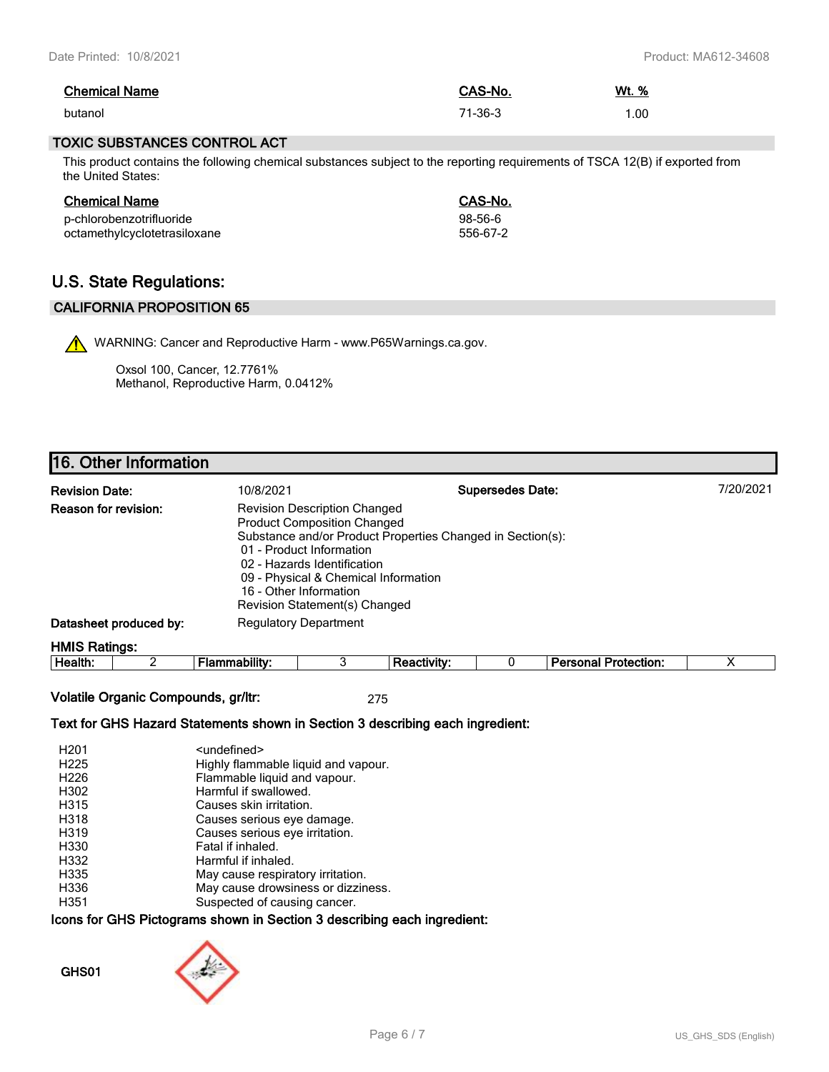| Chemical Name | CAS-No. | Wt. % |
|---|---|---|
| butanol | 71-36-3 | 1.00 |

## TOXIC SUBSTANCES CONTROL ACT

This product contains the following chemical substances subject to the reporting requirements of TSCA 12(B) if exported from the United States:

| Chemical Name | CAS-No. |
|---|---|
| p-chlorobenzotrifluoride | 98-56-6 |
| octamethylcyclotetrasiloxane | 556-67-2 |

## U.S. State Regulations:

## CALIFORNIA PROPOSITION 65

WARNING: Cancer and Reproductive Harm - www.P65Warnings.ca.gov.

Oxsol 100, Cancer, 12.7761%
Methanol, Reproductive Harm, 0.0412%

# 16. Other Information

**Revision Date:** 10/8/2021

**Supersedes Date:** 7/20/2021

**Reason for revision:**
Revision Description Changed
Product Composition Changed
Substance and/or Product Properties Changed in Section(s):
- 01 - Product Information
- 02 - Hazards Identification
- 09 - Physical & Chemical Information
- 16 - Other Information

Revision Statement(s) Changed

**Datasheet produced by:** Regulatory Department

**HMIS Ratings:**

| Health: | 2 | Flammability: | 3 | Reactivity: | 0 | Personal Protection: | X |
|---|---|---|---|---|---|---|---|

**Volatile Organic Compounds, gr/ltr:** 275

**Text for GHS Hazard Statements shown in Section 3 describing each ingredient:**

| | |
|---|---|
| H201 | <undefined> |
| H225 | Highly flammable liquid and vapour. |
| H226 | Flammable liquid and vapour. |
| H302 | Harmful if swallowed. |
| H315 | Causes skin irritation. |
| H318 | Causes serious eye damage. |
| H319 | Causes serious eye irritation. |
| H330 | Fatal if inhaled. |
| H332 | Harmful if inhaled. |
| H335 | May cause respiratory irritation. |
| H336 | May cause drowsiness or dizziness. |
| H351 | Suspected of causing cancer. |

**Icons for GHS Pictograms shown in Section 3 describing each ingredient:**

GHS01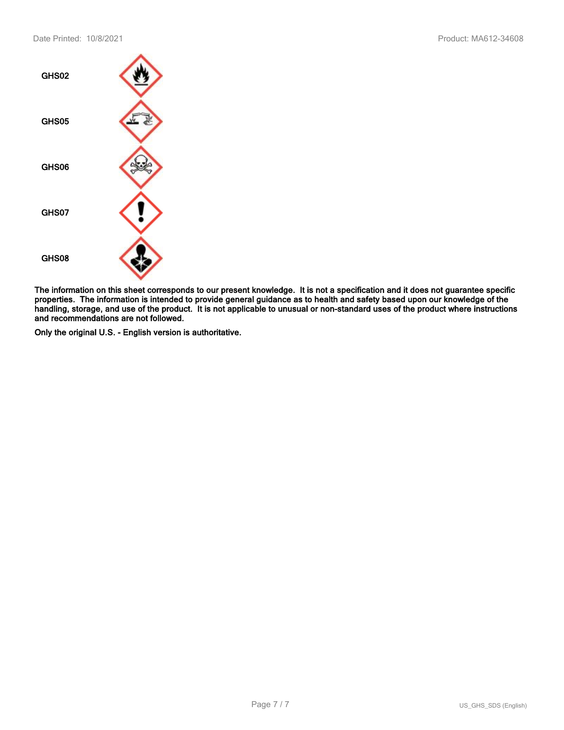GHS02

GHS05

GHS06

GHS07

GHS08

**The information on this sheet corresponds to our present knowledge. It is not a specification and it does not guarantee specific properties. The information is intended to provide general guidance as to health and safety based upon our knowledge of the handling, storage, and use of the product. It is not applicable to unusual or non-standard uses of the product where instructions and recommendations are not followed.**

**Only the original U.S. - English version is authoritative.**